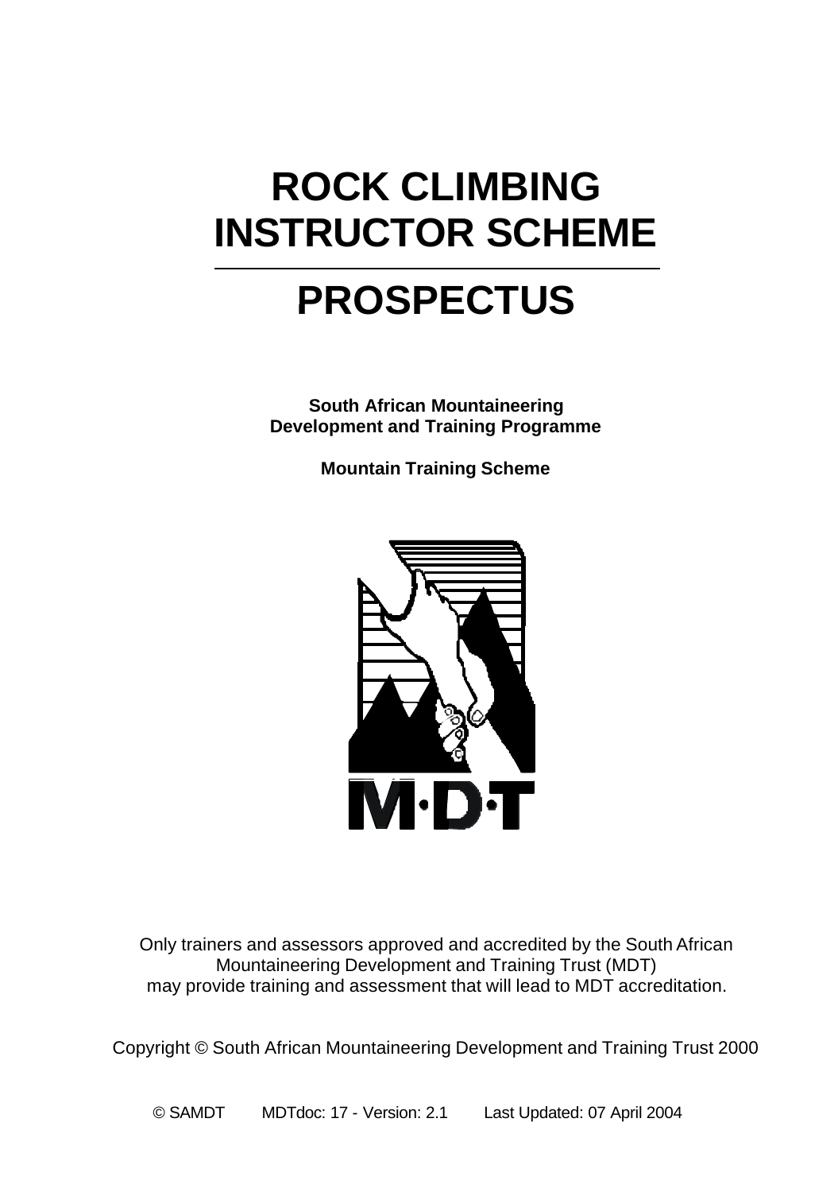# ROCK CLIMBING INSTRUCTOR SCHEME

# PROSPECTUS

**South African Mountaineering Development and Training Programme**

**Mountain Training Scheme**

Only trainers and assessors approved and accredited by the South African Mountaineering Development and Training Trust (MDT) may provide training and assessment that will lead to MDT accreditation.

Copyright © South African Mountaineering Development and Training Trust 2000

© SAMDT MDTdoc: 17 - Version: 2.1 Last Updated: 07 April 2004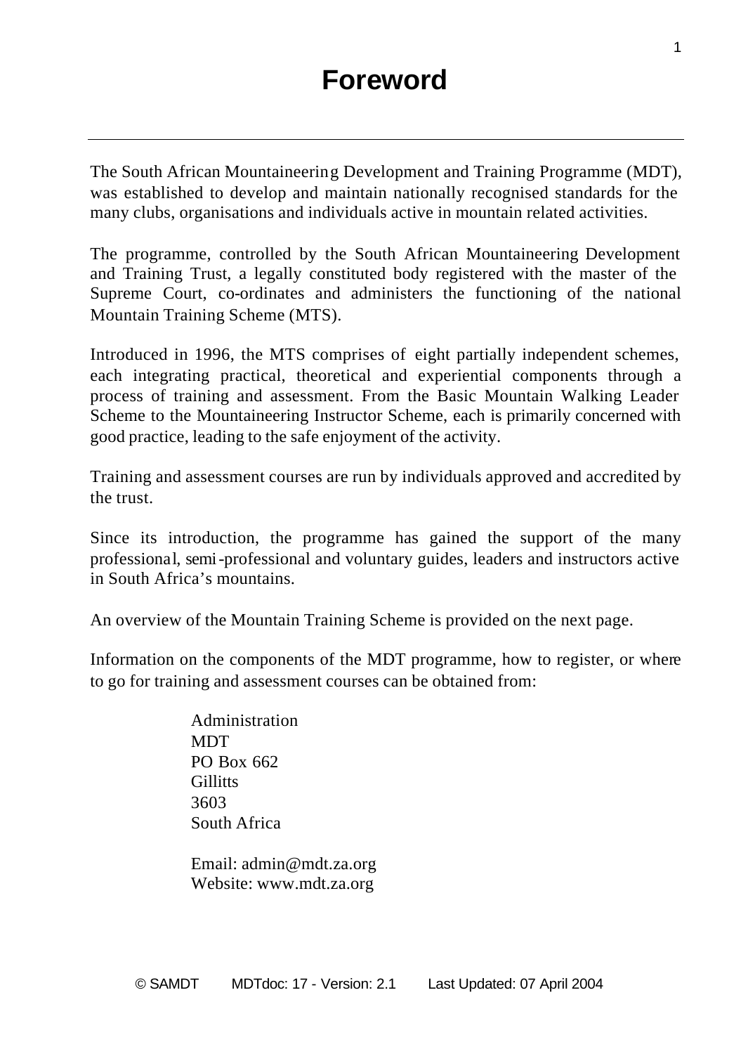# Foreword

---

The South African Mountaineering Development and Training Programme (MDT), was established to develop and maintain nationally recognised standards for the many clubs, organisations and individuals active in mountain related activities.

The programme, controlled by the South African Mountaineering Development and Training Trust, a legally constituted body registered with the master of the Supreme Court, co-ordinates and administers the functioning of the national Mountain Training Scheme (MTS).

Introduced in 1996, the MTS comprises of eight partially independent schemes, each integrating practical, theoretical and experiential components through a process of training and assessment. From the Basic Mountain Walking Leader Scheme to the Mountaineering Instructor Scheme, each is primarily concerned with good practice, leading to the safe enjoyment of the activity.

Training and assessment courses are run by individuals approved and accredited by the trust.

Since its introduction, the programme has gained the support of the many professional, semi-professional and voluntary guides, leaders and instructors active in South Africa's mountains.

An overview of the Mountain Training Scheme is provided on the next page.

Information on the components of the MDT programme, how to register, or where to go for training and assessment courses can be obtained from:

Administration  
MDT  
PO Box 662  
Gillitts  
3603  
South Africa

Email: admin@mdt.za.org  
Website: www.mdt.za.org

© SAMDT MDTdoc: 17 - Version: 2.1 Last Updated: 07 April 2004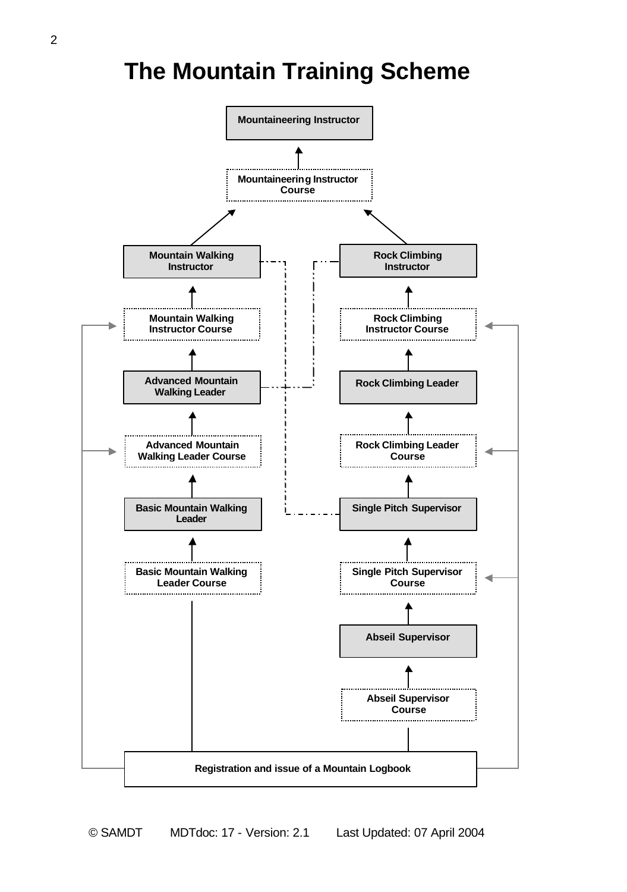# The Mountain Training Scheme

Mountaineering Instructor

Mountaineering Instructor Course

Mountain Walking Instructor

Rock Climbing Instructor

Mountain Walking Instructor Course

Rock Climbing Instructor Course

Advanced Mountain Walking Leader

Rock Climbing Leader

Advanced Mountain Walking Leader Course

Rock Climbing Leader Course

Basic Mountain Walking Leader

Single Pitch Supervisor

Basic Mountain Walking Leader Course

Single Pitch Supervisor Course

Abseil Supervisor

Abseil Supervisor Course

Registration and issue of a Mountain Logbook

© SAMDT MDTdoc: 17 - Version: 2.1 Last Updated: 07 April 2004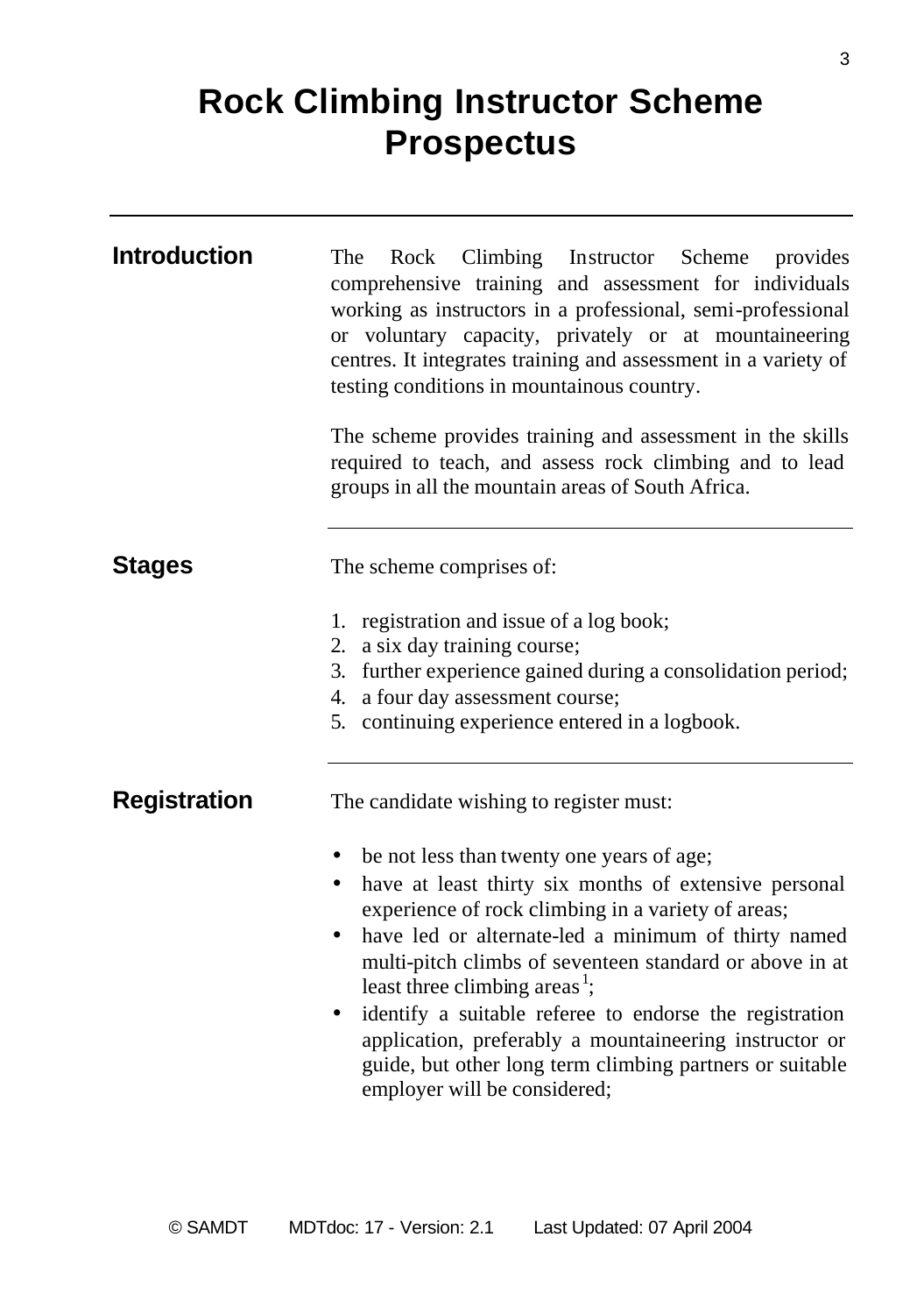# Rock Climbing Instructor Scheme Prospectus

## Introduction

The Rock Climbing Instructor Scheme provides comprehensive training and assessment for individuals working as instructors in a professional, semi-professional or voluntary capacity, privately or at mountaineering centres. It integrates training and assessment in a variety of testing conditions in mountainous country.

The scheme provides training and assessment in the skills required to teach, and assess rock climbing and to lead groups in all the mountain areas of South Africa.

## Stages

The scheme comprises of:

1. registration and issue of a log book;
2. a six day training course;
3. further experience gained during a consolidation period;
4. a four day assessment course;
5. continuing experience entered in a logbook.

## Registration

The candidate wishing to register must:

- be not less than twenty one years of age;
- have at least thirty six months of extensive personal experience of rock climbing in a variety of areas;
- have led or alternate-led a minimum of thirty named multi-pitch climbs of seventeen standard or above in at least three climbing areas [1];
- identify a suitable referee to endorse the registration application, preferably a mountaineering instructor or guide, but other long term climbing partners or suitable employer will be considered;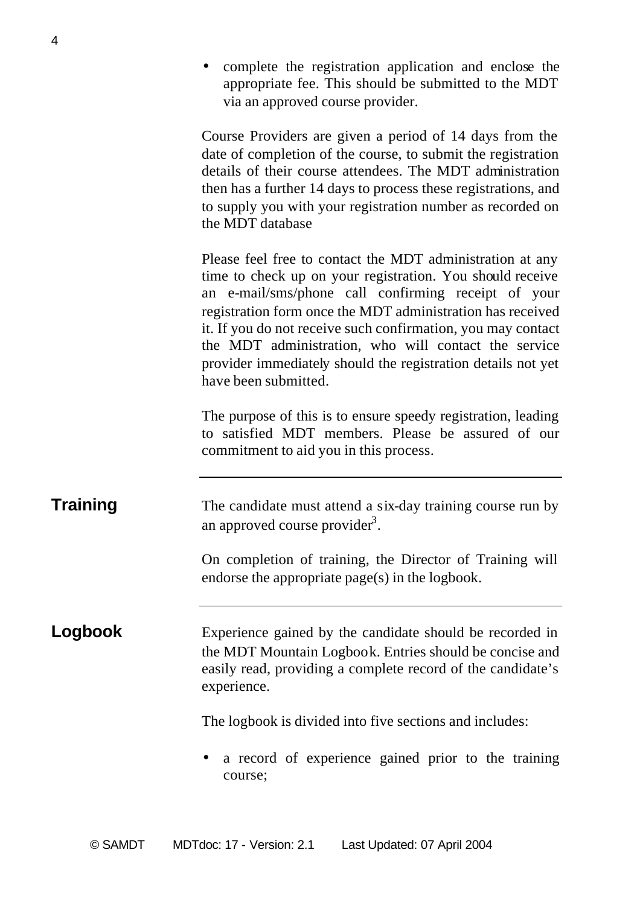- complete the registration application and enclose the appropriate fee. This should be submitted to the MDT via an approved course provider.

Course Providers are given a period of 14 days from the date of completion of the course, to submit the registration details of their course attendees. The MDT administration then has a further 14 days to process these registrations, and to supply you with your registration number as recorded on the MDT database

Please feel free to contact the MDT administration at any time to check up on your registration. You should receive an e-mail/sms/phone call confirming receipt of your registration form once the MDT administration has received it. If you do not receive such confirmation, you may contact the MDT administration, who will contact the service provider immediately should the registration details not yet have been submitted.

The purpose of this is to ensure speedy registration, leading to satisfied MDT members. Please be assured of our commitment to aid you in this process.

---

## Training

The candidate must attend a six-day training course run by an approved course provider[3].

On completion of training, the Director of Training will endorse the appropriate page(s) in the logbook.

---

## Logbook

Experience gained by the candidate should be recorded in the MDT Mountain Logbook. Entries should be concise and easily read, providing a complete record of the candidate's experience.

The logbook is divided into five sections and includes:

- a record of experience gained prior to the training course;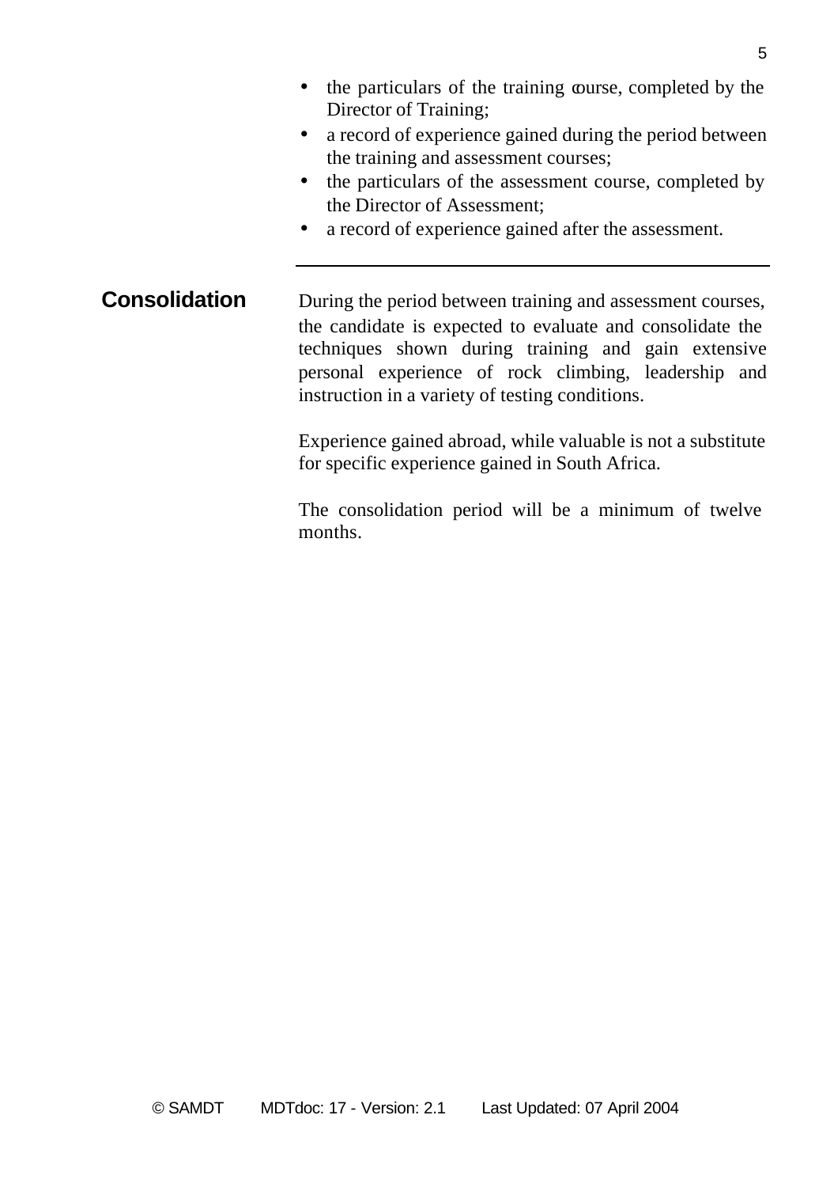- the particulars of the training course, completed by the Director of Training;
- a record of experience gained during the period between the training and assessment courses;
- the particulars of the assessment course, completed by the Director of Assessment;
- a record of experience gained after the assessment.

---

## Consolidation

During the period between training and assessment courses, the candidate is expected to evaluate and consolidate the techniques shown during training and gain extensive personal experience of rock climbing, leadership and instruction in a variety of testing conditions.

Experience gained abroad, while valuable is not a substitute for specific experience gained in South Africa.

The consolidation period will be a minimum of twelve months.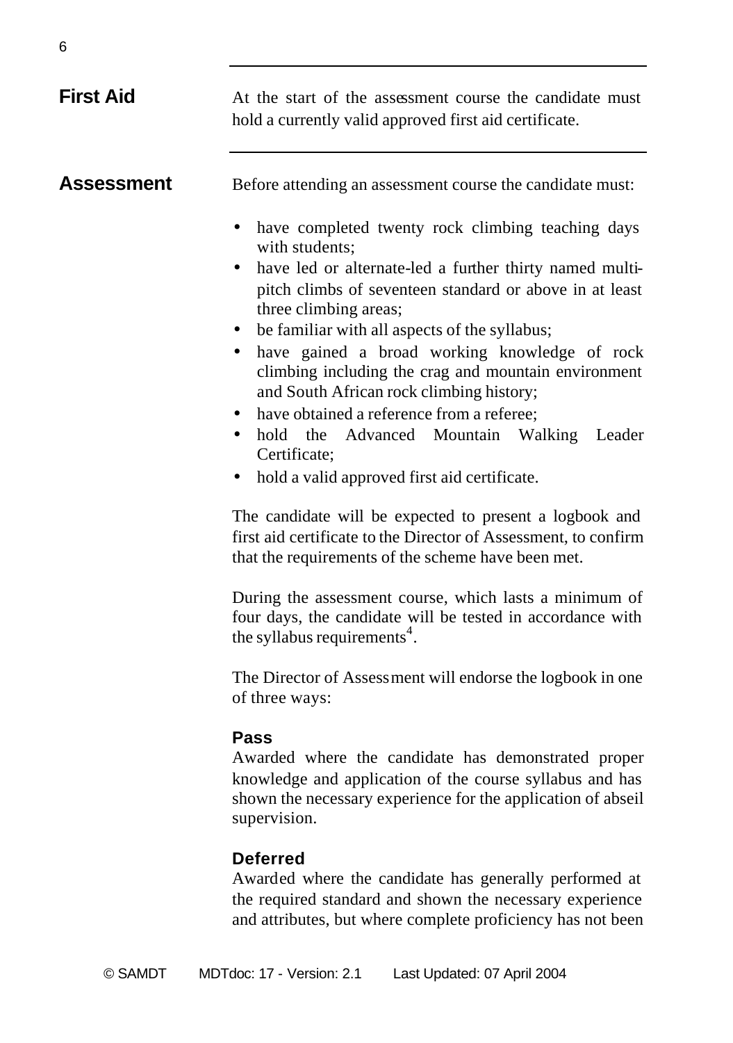## First Aid

At the start of the assessment course the candidate must hold a currently valid approved first aid certificate.

## Assessment

Before attending an assessment course the candidate must:

- have completed twenty rock climbing teaching days with students;
- have led or alternate-led a further thirty named multi-pitch climbs of seventeen standard or above in at least three climbing areas;
- be familiar with all aspects of the syllabus;
- have gained a broad working knowledge of rock climbing including the crag and mountain environment and South African rock climbing history;
- have obtained a reference from a referee;
- hold the Advanced Mountain Walking Leader Certificate;
- hold a valid approved first aid certificate.

The candidate will be expected to present a logbook and first aid certificate to the Director of Assessment, to confirm that the requirements of the scheme have been met.

During the assessment course, which lasts a minimum of four days, the candidate will be tested in accordance with the syllabus requirements[4].

The Director of Assessment will endorse the logbook in one of three ways:

### Pass

Awarded where the candidate has demonstrated proper knowledge and application of the course syllabus and has shown the necessary experience for the application of abseil supervision.

### Deferred

Awarded where the candidate has generally performed at the required standard and shown the necessary experience and attributes, but where complete proficiency has not been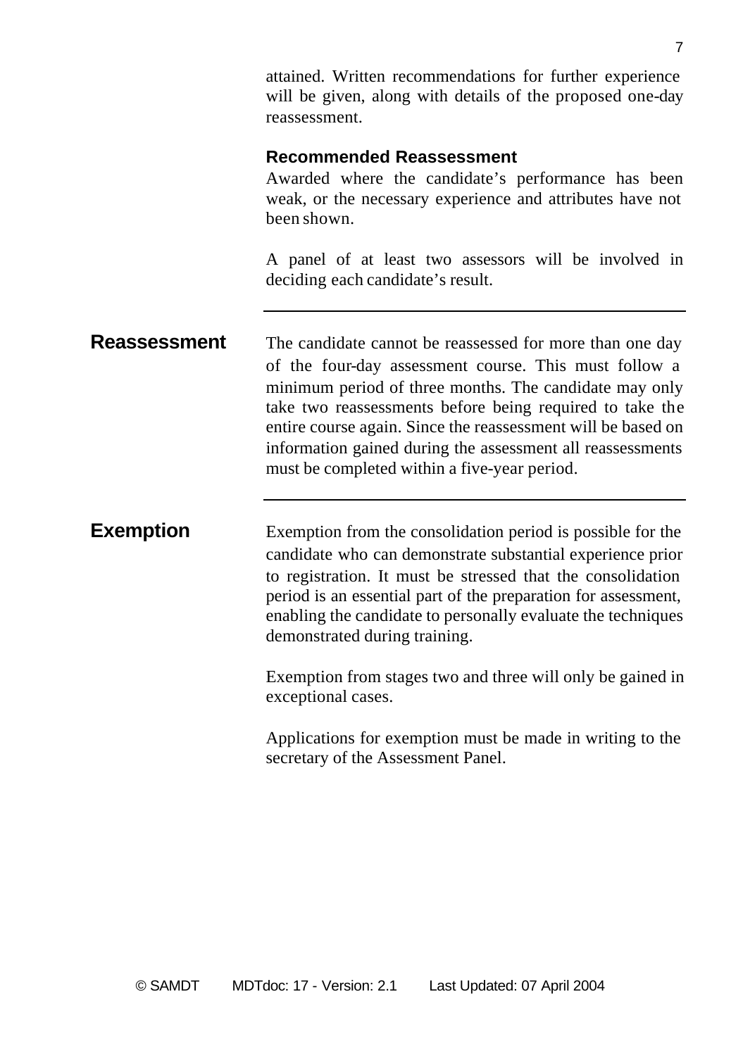attained. Written recommendations for further experience will be given, along with details of the proposed one-day reassessment.

### Recommended Reassessment

Awarded where the candidate's performance has been weak, or the necessary experience and attributes have not been shown.

A panel of at least two assessors will be involved in deciding each candidate's result.

---

## Reassessment

The candidate cannot be reassessed for more than one day of the four-day assessment course. This must follow a minimum period of three months. The candidate may only take two reassessments before being required to take the entire course again. Since the reassessment will be based on information gained during the assessment all reassessments must be completed within a five-year period.

---

## Exemption

Exemption from the consolidation period is possible for the candidate who can demonstrate substantial experience prior to registration. It must be stressed that the consolidation period is an essential part of the preparation for assessment, enabling the candidate to personally evaluate the techniques demonstrated during training.

Exemption from stages two and three will only be gained in exceptional cases.

Applications for exemption must be made in writing to the secretary of the Assessment Panel.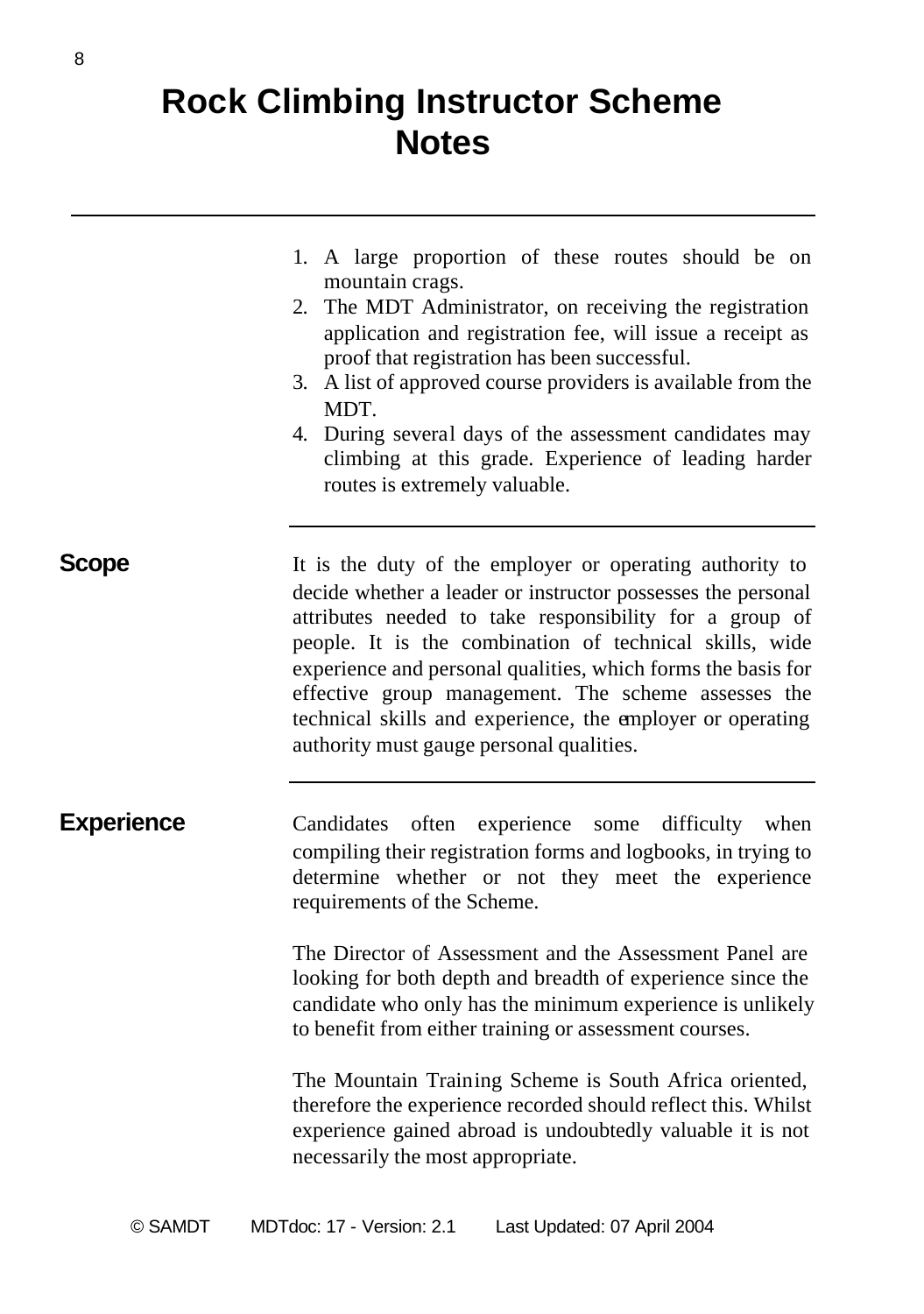# Rock Climbing Instructor Scheme Notes

1. A large proportion of these routes should be on mountain crags.
2. The MDT Administrator, on receiving the registration application and registration fee, will issue a receipt as proof that registration has been successful.
3. A list of approved course providers is available from the MDT.
4. During several days of the assessment candidates may climbing at this grade. Experience of leading harder routes is extremely valuable.

## Scope

It is the duty of the employer or operating authority to decide whether a leader or instructor possesses the personal attributes needed to take responsibility for a group of people. It is the combination of technical skills, wide experience and personal qualities, which forms the basis for effective group management. The scheme assesses the technical skills and experience, the employer or operating authority must gauge personal qualities.

## Experience

Candidates often experience some difficulty when compiling their registration forms and logbooks, in trying to determine whether or not they meet the experience requirements of the Scheme.

The Director of Assessment and the Assessment Panel are looking for both depth and breadth of experience since the candidate who only has the minimum experience is unlikely to benefit from either training or assessment courses.

The Mountain Training Scheme is South Africa oriented, therefore the experience recorded should reflect this. Whilst experience gained abroad is undoubtedly valuable it is not necessarily the most appropriate.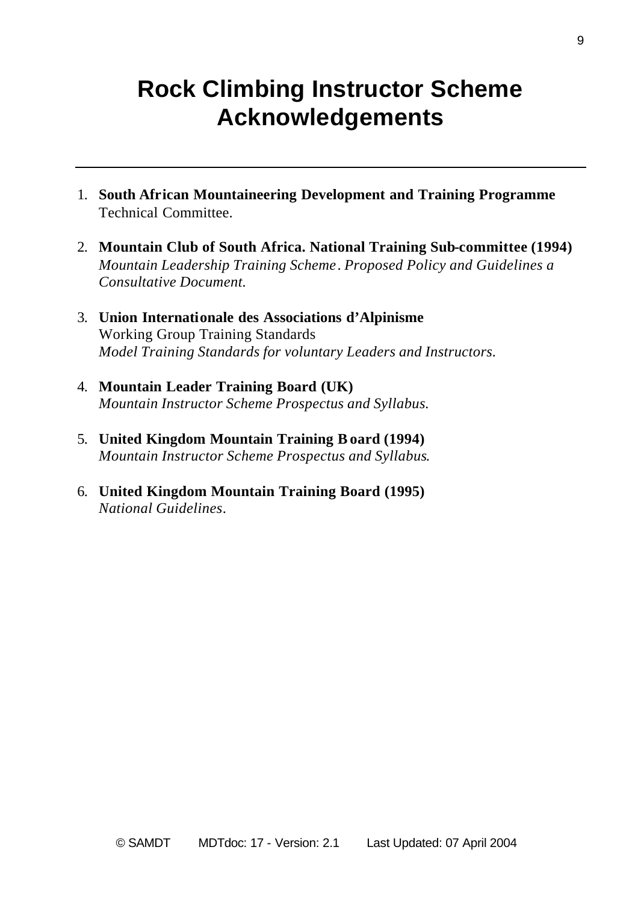# Rock Climbing Instructor Scheme Acknowledgements

---

1. **South African Mountaineering Development and Training Programme**
   Technical Committee.

2. **Mountain Club of South Africa. National Training Sub-committee (1994)**
   *Mountain Leadership Training Scheme. Proposed Policy and Guidelines a Consultative Document.*

3. **Union Internationale des Associations d'Alpinisme**
   Working Group Training Standards
   *Model Training Standards for voluntary Leaders and Instructors.*

4. **Mountain Leader Training Board (UK)**
   *Mountain Instructor Scheme Prospectus and Syllabus.*

5. **United Kingdom Mountain Training Board (1994)**
   *Mountain Instructor Scheme Prospectus and Syllabus.*

6. **United Kingdom Mountain Training Board (1995)**
   *National Guidelines.*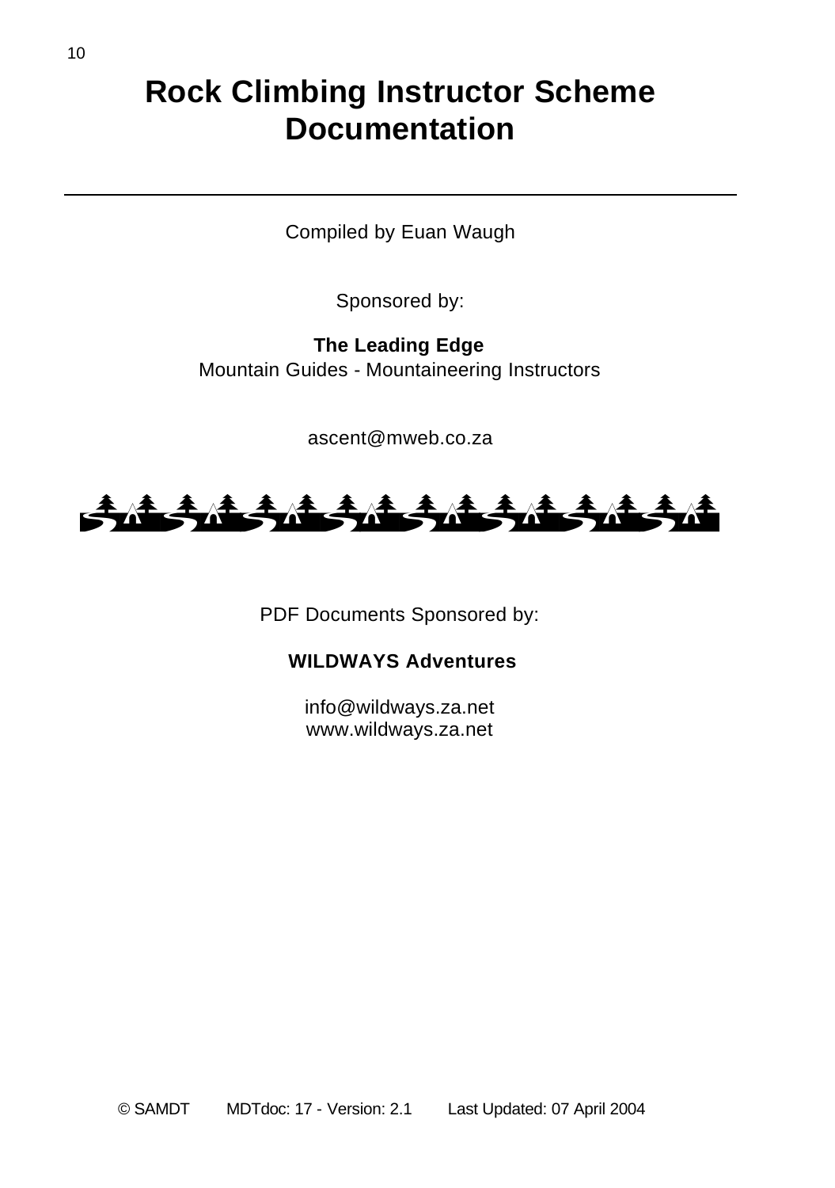# Rock Climbing Instructor Scheme Documentation

Compiled by Euan Waugh

Sponsored by:

**The Leading Edge**
Mountain Guides - Mountaineering Instructors

ascent@mweb.co.za

PDF Documents Sponsored by:

**WILDWAYS Adventures**

info@wildways.za.net
www.wildways.za.net

© SAMDT MDTdoc: 17 - Version: 2.1 Last Updated: 07 April 2004